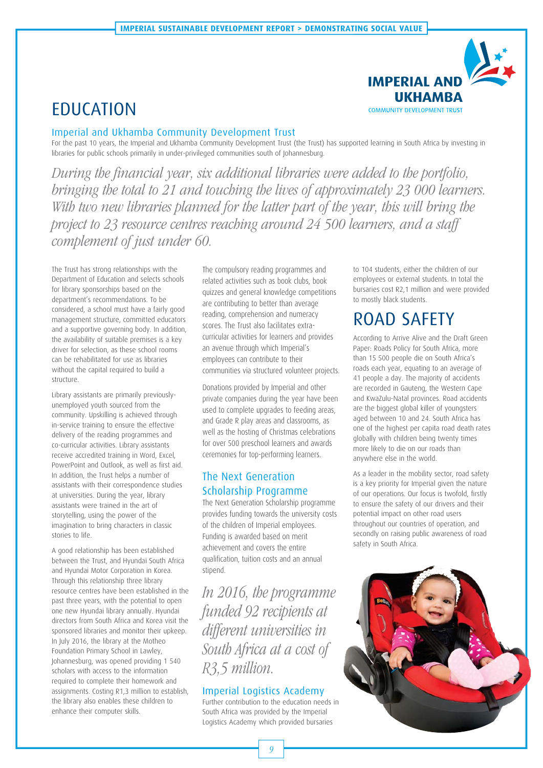# EDUCATION

## Imperial and Ukhamba Community Development Trust

For the past 10 years, the Imperial and Ukhamba Community Development Trust (the Trust) has supported learning in South Africa by investing in libraries for public schools primarily in under-privileged communities south of Johannesburg.

*During the financial year, six additional libraries were added to the portfolio, bringing the total to 21 and touching the lives of approximately 23 000 learners. With two new libraries planned for the latter part of the year, this will bring the project to 23 resource centres reaching around 24 500 learners, and a staff complement of just under 60.*

The Trust has strong relationships with the Department of Education and selects schools for library sponsorships based on the department's recommendations. To be considered, a school must have a fairly good management structure, committed educators and a supportive governing body. In addition, the availability of suitable premises is a key driver for selection, as these school rooms can be rehabilitated for use as libraries without the capital required to build a structure.

Library assistants are primarily previously-unemployed youth sourced from the community. Upskilling is achieved through in-service training to ensure the effective delivery of the reading programmes and co-curricular activities. Library assistants receive accredited training in Word, Excel, PowerPoint and Outlook, as well as first aid. In addition, the Trust helps a number of assistants with their correspondence studies at universities. During the year, library assistants were trained in the art of storytelling, using the power of the imagination to bring characters in classic stories to life.

A good relationship has been established between the Trust, and Hyundai South Africa and Hyundai Motor Corporation in Korea. Through this relationship three library resource centres have been established in the past three years, with the potential to open one new Hyundai library annually. Hyundai directors from South Africa and Korea visit the sponsored libraries and monitor their upkeep. In July 2016, the library at the Motheo Foundation Primary School in Lawley, Johannesburg, was opened providing 1 540 scholars with access to the information required to complete their homework and assignments. Costing R1,3 million to establish, the library also enables these children to enhance their computer skills.

The compulsory reading programmes and related activities such as book clubs, book quizzes and general knowledge competitions are contributing to better than average reading, comprehension and numeracy scores. The Trust also facilitates extra-curricular activities for learners and provides an avenue through which Imperial's employees can contribute to their communities via structured volunteer projects.

Donations provided by Imperial and other private companies during the year have been used to complete upgrades to feeding areas, and Grade R play areas and classrooms, as well as the hosting of Christmas celebrations for over 500 preschool learners and awards ceremonies for top-performing learners.

## The Next Generation Scholarship Programme

The Next Generation Scholarship programme provides funding towards the university costs of the children of Imperial employees. Funding is awarded based on merit achievement and covers the entire qualification, tuition costs and an annual stipend.

*In 2016, the programme funded 92 recipients at different universities in South Africa at a cost of R3,5 million.*

## Imperial Logistics Academy

Further contribution to the education needs in South Africa was provided by the Imperial Logistics Academy which provided bursaries to 104 students, either the children of our employees or external students. In total the bursaries cost R2,1 million and were provided to mostly black students.

# ROAD SAFETY

According to Arrive Alive and the Draft Green Paper: Roads Policy for South Africa, more than 15 500 people die on South Africa's roads each year, equating to an average of 41 people a day. The majority of accidents are recorded in Gauteng, the Western Cape and KwaZulu-Natal provinces. Road accidents are the biggest global killer of youngsters aged between 10 and 24. South Africa has one of the highest per capita road death rates globally with children being twenty times more likely to die on our roads than anywhere else in the world.

As a leader in the mobility sector, road safety is a key priority for Imperial given the nature of our operations. Our focus is twofold, firstly to ensure the safety of our drivers and their potential impact on other road users throughout our countries of operation, and secondly on raising public awareness of road safety in South Africa.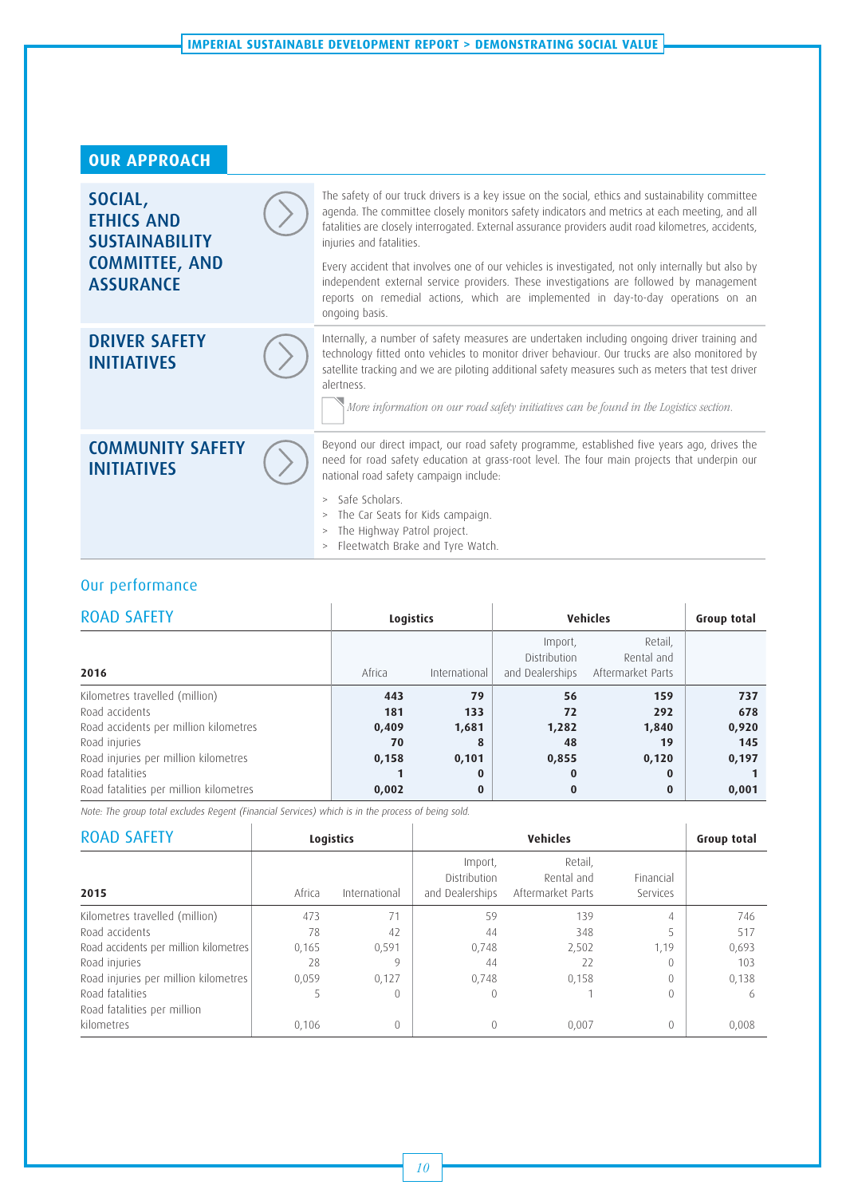## OUR APPROACH

### SOCIAL, ETHICS AND SUSTAINABILITY COMMITTEE, AND ASSURANCE

The safety of our truck drivers is a key issue on the social, ethics and sustainability committee agenda. The committee closely monitors safety indicators and metrics at each meeting, and all fatalities are closely interrogated. External assurance providers audit road kilometres, accidents, injuries and fatalities.

Every accident that involves one of our vehicles is investigated, not only internally but also by independent external service providers. These investigations are followed by management reports on remedial actions, which are implemented in day-to-day operations on an ongoing basis.

### DRIVER SAFETY INITIATIVES

Internally, a number of safety measures are undertaken including ongoing driver training and technology fitted onto vehicles to monitor driver behaviour. Our trucks are also monitored by satellite tracking and we are piloting additional safety measures such as meters that test driver alertness.

*More information on our road safety initiatives can be found in the Logistics section.*

### COMMUNITY SAFETY INITIATIVES

Beyond our direct impact, our road safety programme, established five years ago, drives the need for road safety education at grass-root level. The four main projects that underpin our national road safety campaign include:

> Safe Scholars.
> The Car Seats for Kids campaign.
> The Highway Patrol project.
> Fleetwatch Brake and Tyre Watch.

## Our performance

| ROAD SAFETY | Logistics | | Vehicles | | Group total |
|---|---|---|---|---|---|
| 2016 | Africa | International | Import, Distribution and Dealerships | Retail, Rental and Aftermarket Parts | |
| Kilometres travelled (million) | **443** | **79** | **56** | **159** | **737** |
| Road accidents | **181** | **133** | **72** | **292** | **678** |
| Road accidents per million kilometres | **0,409** | **1,681** | **1,282** | **1,840** | **0,920** |
| Road injuries | **70** | **8** | **48** | **19** | **145** |
| Road injuries per million kilometres | **0,158** | **0,101** | **0,855** | **0,120** | **0,197** |
| Road fatalities | **1** | **0** | **0** | **0** | **1** |
| Road fatalities per million kilometres | **0,002** | **0** | **0** | **0** | **0,001** |

*Note: The group total excludes Regent (Financial Services) which is in the process of being sold.*

| ROAD SAFETY | Logistics | | Vehicles | | | Group total |
|---|---|---|---|---|---|---|
| 2015 | Africa | International | Import, Distribution and Dealerships | Retail, Rental and Aftermarket Parts | Financial Services | |
| Kilometres travelled (million) | 473 | 71 | 59 | 139 | 4 | 746 |
| Road accidents | 78 | 42 | 44 | 348 | 5 | 517 |
| Road accidents per million kilometres | 0,165 | 0,591 | 0,748 | 2,502 | 1,19 | 0,693 |
| Road injuries | 28 | 9 | 44 | 22 | 0 | 103 |
| Road injuries per million kilometres | 0,059 | 0,127 | 0,748 | 0,158 | 0 | 0,138 |
| Road fatalities | 5 | 0 | 0 | 1 | 0 | 6 |
| Road fatalities per million kilometres | 0,106 | 0 | 0 | 0,007 | 0 | 0,008 |